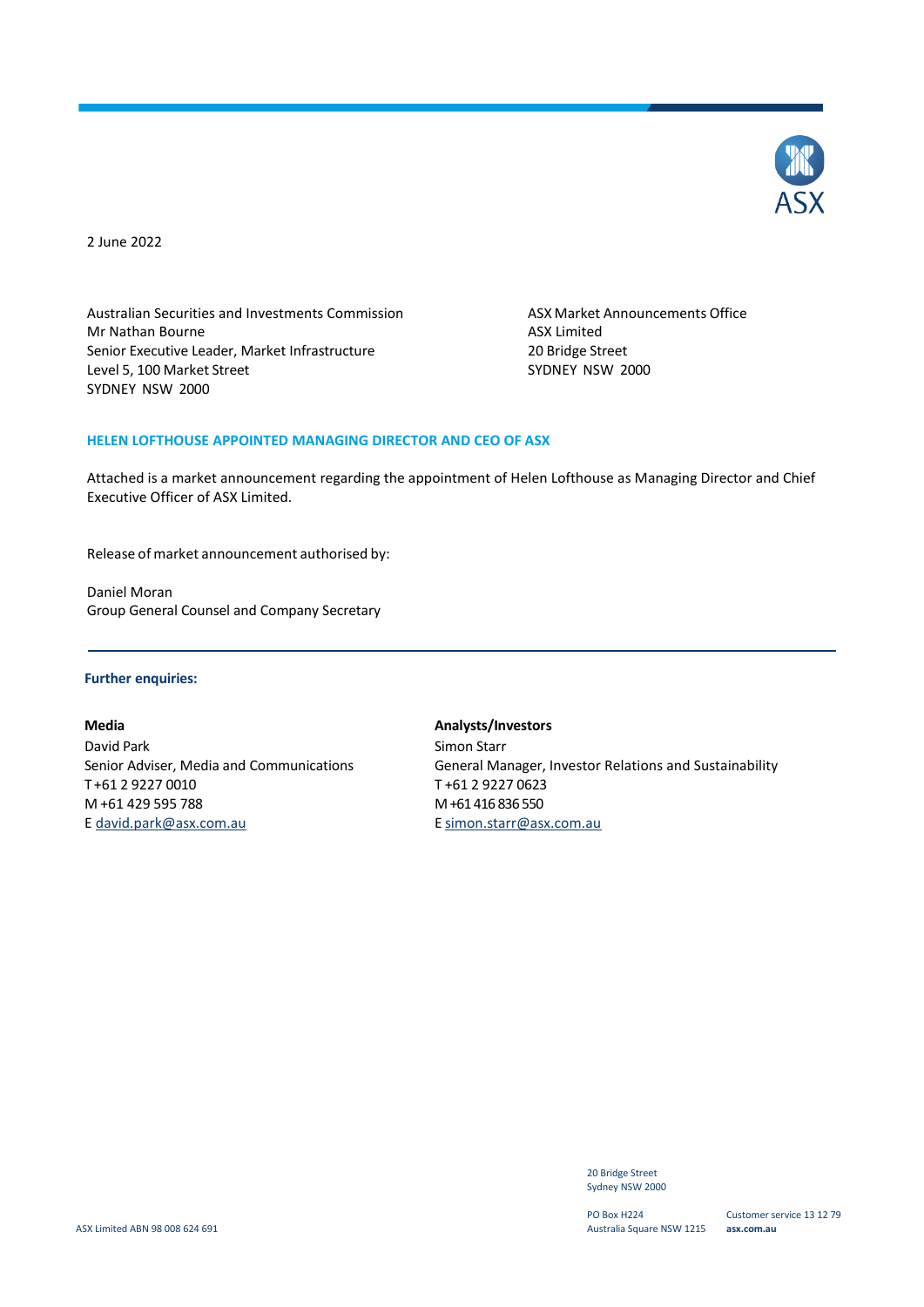2 June 2022

Australian Securities and Investments Commission
Mr Nathan Bourne
Senior Executive Leader, Market Infrastructure
Level 5, 100 Market Street
SYDNEY NSW 2000

ASX Market Announcements Office
ASX Limited
20 Bridge Street
SYDNEY NSW 2000

## HELEN LOFTHOUSE APPOINTED MANAGING DIRECTOR AND CEO OF ASX

Attached is a market announcement regarding the appointment of Helen Lofthouse as Managing Director and Chief Executive Officer of ASX Limited.

Release of market announcement authorised by:

Daniel Moran
Group General Counsel and Company Secretary

---

### Further enquiries:

**Media**
David Park
Senior Adviser, Media and Communications
T +61 2 9227 0010
M +61 429 595 788
E david.park@asx.com.au

**Analysts/Investors**
Simon Starr
General Manager, Investor Relations and Sustainability
T +61 2 9227 0623
M +61 416 836 550
E simon.starr@asx.com.au

ASX Limited ABN 98 008 624 691

20 Bridge Street
Sydney NSW 2000

PO Box H224
Australia Square NSW 1215

Customer service 13 12 79
**asx.com.au**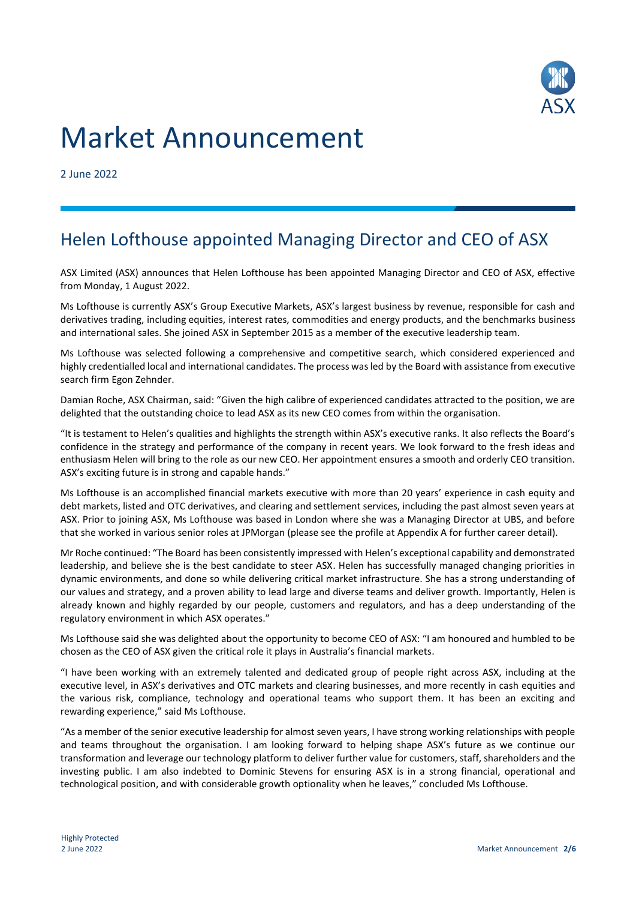# Market Announcement

2 June 2022

## Helen Lofthouse appointed Managing Director and CEO of ASX

ASX Limited (ASX) announces that Helen Lofthouse has been appointed Managing Director and CEO of ASX, effective from Monday, 1 August 2022.

Ms Lofthouse is currently ASX's Group Executive Markets, ASX's largest business by revenue, responsible for cash and derivatives trading, including equities, interest rates, commodities and energy products, and the benchmarks business and international sales. She joined ASX in September 2015 as a member of the executive leadership team.

Ms Lofthouse was selected following a comprehensive and competitive search, which considered experienced and highly credentialled local and international candidates. The process was led by the Board with assistance from executive search firm Egon Zehnder.

Damian Roche, ASX Chairman, said: "Given the high calibre of experienced candidates attracted to the position, we are delighted that the outstanding choice to lead ASX as its new CEO comes from within the organisation.

"It is testament to Helen's qualities and highlights the strength within ASX's executive ranks. It also reflects the Board's confidence in the strategy and performance of the company in recent years. We look forward to the fresh ideas and enthusiasm Helen will bring to the role as our new CEO. Her appointment ensures a smooth and orderly CEO transition. ASX's exciting future is in strong and capable hands."

Ms Lofthouse is an accomplished financial markets executive with more than 20 years' experience in cash equity and debt markets, listed and OTC derivatives, and clearing and settlement services, including the past almost seven years at ASX. Prior to joining ASX, Ms Lofthouse was based in London where she was a Managing Director at UBS, and before that she worked in various senior roles at JPMorgan (please see the profile at Appendix A for further career detail).

Mr Roche continued: "The Board has been consistently impressed with Helen's exceptional capability and demonstrated leadership, and believe she is the best candidate to steer ASX. Helen has successfully managed changing priorities in dynamic environments, and done so while delivering critical market infrastructure. She has a strong understanding of our values and strategy, and a proven ability to lead large and diverse teams and deliver growth. Importantly, Helen is already known and highly regarded by our people, customers and regulators, and has a deep understanding of the regulatory environment in which ASX operates."

Ms Lofthouse said she was delighted about the opportunity to become CEO of ASX: "I am honoured and humbled to be chosen as the CEO of ASX given the critical role it plays in Australia's financial markets.

"I have been working with an extremely talented and dedicated group of people right across ASX, including at the executive level, in ASX's derivatives and OTC markets and clearing businesses, and more recently in cash equities and the various risk, compliance, technology and operational teams who support them. It has been an exciting and rewarding experience," said Ms Lofthouse.

"As a member of the senior executive leadership for almost seven years, I have strong working relationships with people and teams throughout the organisation. I am looking forward to helping shape ASX's future as we continue our transformation and leverage our technology platform to deliver further value for customers, staff, shareholders and the investing public. I am also indebted to Dominic Stevens for ensuring ASX is in a strong financial, operational and technological position, and with considerable growth optionality when he leaves," concluded Ms Lofthouse.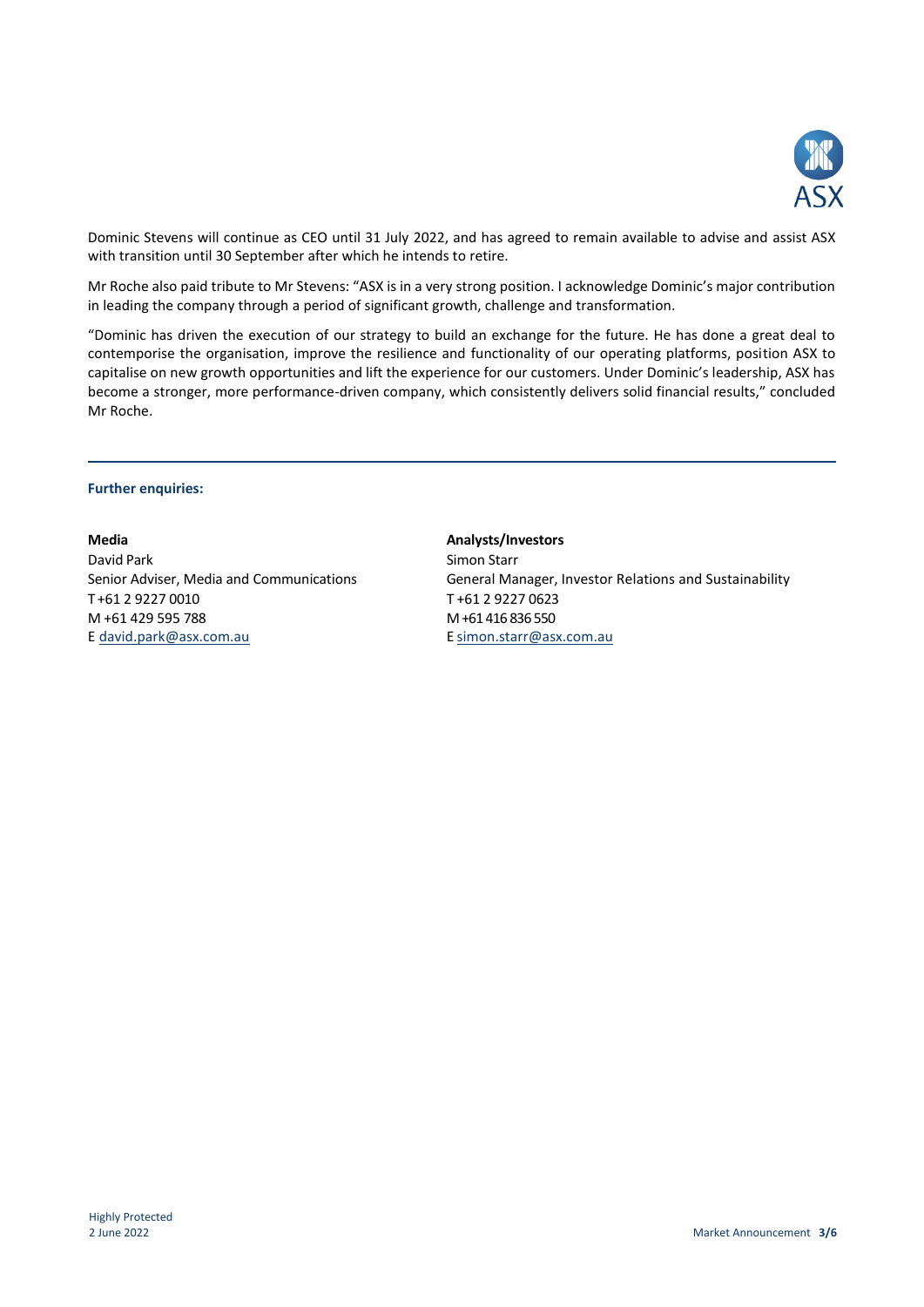Dominic Stevens will continue as CEO until 31 July 2022, and has agreed to remain available to advise and assist ASX with transition until 30 September after which he intends to retire.

Mr Roche also paid tribute to Mr Stevens: "ASX is in a very strong position. I acknowledge Dominic's major contribution in leading the company through a period of significant growth, challenge and transformation.

"Dominic has driven the execution of our strategy to build an exchange for the future. He has done a great deal to contemporise the organisation, improve the resilience and functionality of our operating platforms, position ASX to capitalise on new growth opportunities and lift the experience for our customers. Under Dominic's leadership, ASX has become a stronger, more performance-driven company, which consistently delivers solid financial results," concluded Mr Roche.

---

**Further enquiries:**

**Media**
David Park
Senior Adviser, Media and Communications
T +61 2 9227 0010
M +61 429 595 788
E david.park@asx.com.au

**Analysts/Investors**
Simon Starr
General Manager, Investor Relations and Sustainability
T +61 2 9227 0623
M +61 416 836 550
E simon.starr@asx.com.au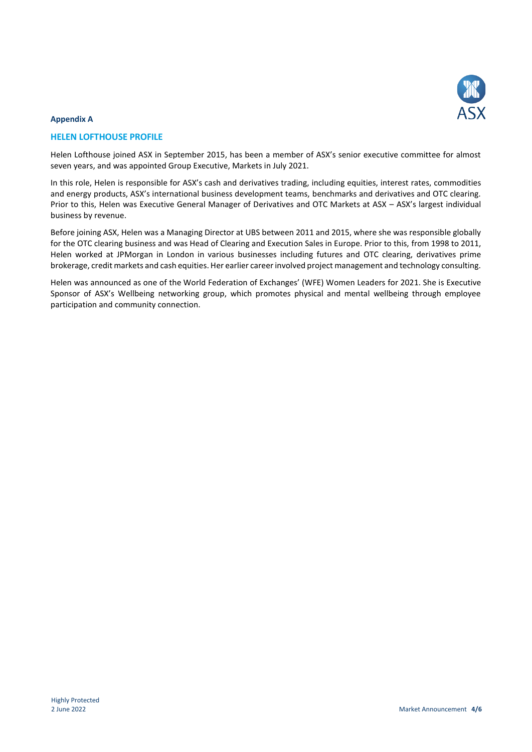**Appendix A**

## HELEN LOFTHOUSE PROFILE

Helen Lofthouse joined ASX in September 2015, has been a member of ASX's senior executive committee for almost seven years, and was appointed Group Executive, Markets in July 2021.

In this role, Helen is responsible for ASX's cash and derivatives trading, including equities, interest rates, commodities and energy products, ASX's international business development teams, benchmarks and derivatives and OTC clearing. Prior to this, Helen was Executive General Manager of Derivatives and OTC Markets at ASX – ASX's largest individual business by revenue.

Before joining ASX, Helen was a Managing Director at UBS between 2011 and 2015, where she was responsible globally for the OTC clearing business and was Head of Clearing and Execution Sales in Europe. Prior to this, from 1998 to 2011, Helen worked at JPMorgan in London in various businesses including futures and OTC clearing, derivatives prime brokerage, credit markets and cash equities. Her earlier career involved project management and technology consulting.

Helen was announced as one of the World Federation of Exchanges' (WFE) Women Leaders for 2021. She is Executive Sponsor of ASX's Wellbeing networking group, which promotes physical and mental wellbeing through employee participation and community connection.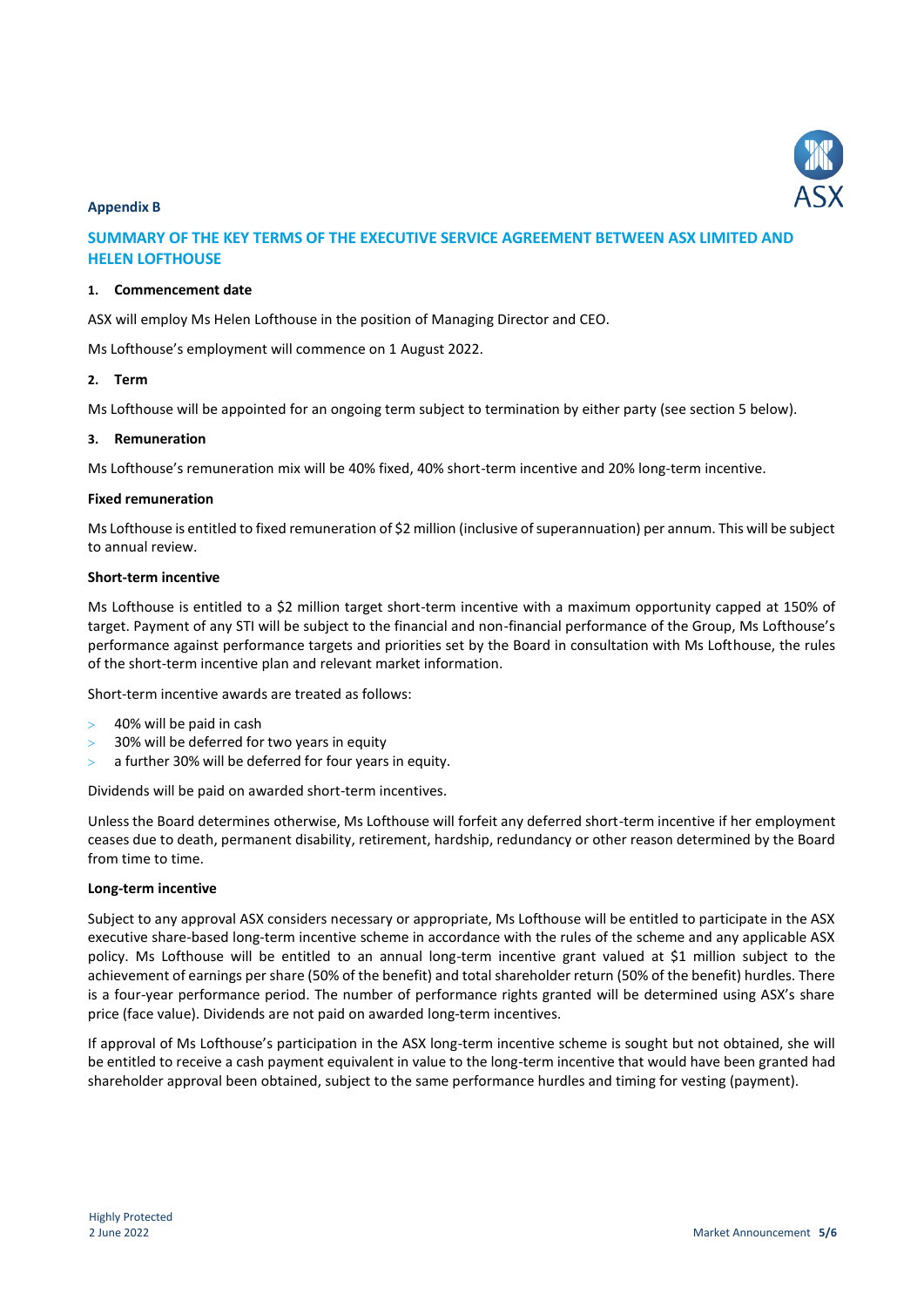**Appendix B**

## SUMMARY OF THE KEY TERMS OF THE EXECUTIVE SERVICE AGREEMENT BETWEEN ASX LIMITED AND HELEN LOFTHOUSE

### 1. Commencement date

ASX will employ Ms Helen Lofthouse in the position of Managing Director and CEO.

Ms Lofthouse's employment will commence on 1 August 2022.

### 2. Term

Ms Lofthouse will be appointed for an ongoing term subject to termination by either party (see section 5 below).

### 3. Remuneration

Ms Lofthouse's remuneration mix will be 40% fixed, 40% short-term incentive and 20% long-term incentive.

**Fixed remuneration**

Ms Lofthouse is entitled to fixed remuneration of $2 million (inclusive of superannuation) per annum. This will be subject to annual review.

**Short-term incentive**

Ms Lofthouse is entitled to a $2 million target short-term incentive with a maximum opportunity capped at 150% of target. Payment of any STI will be subject to the financial and non-financial performance of the Group, Ms Lofthouse's performance against performance targets and priorities set by the Board in consultation with Ms Lofthouse, the rules of the short-term incentive plan and relevant market information.

Short-term incentive awards are treated as follows:

- 40% will be paid in cash
- 30% will be deferred for two years in equity
- a further 30% will be deferred for four years in equity.

Dividends will be paid on awarded short-term incentives.

Unless the Board determines otherwise, Ms Lofthouse will forfeit any deferred short-term incentive if her employment ceases due to death, permanent disability, retirement, hardship, redundancy or other reason determined by the Board from time to time.

**Long-term incentive**

Subject to any approval ASX considers necessary or appropriate, Ms Lofthouse will be entitled to participate in the ASX executive share-based long-term incentive scheme in accordance with the rules of the scheme and any applicable ASX policy. Ms Lofthouse will be entitled to an annual long-term incentive grant valued at $1 million subject to the achievement of earnings per share (50% of the benefit) and total shareholder return (50% of the benefit) hurdles. There is a four-year performance period. The number of performance rights granted will be determined using ASX's share price (face value). Dividends are not paid on awarded long-term incentives.

If approval of Ms Lofthouse's participation in the ASX long-term incentive scheme is sought but not obtained, she will be entitled to receive a cash payment equivalent in value to the long-term incentive that would have been granted had shareholder approval been obtained, subject to the same performance hurdles and timing for vesting (payment).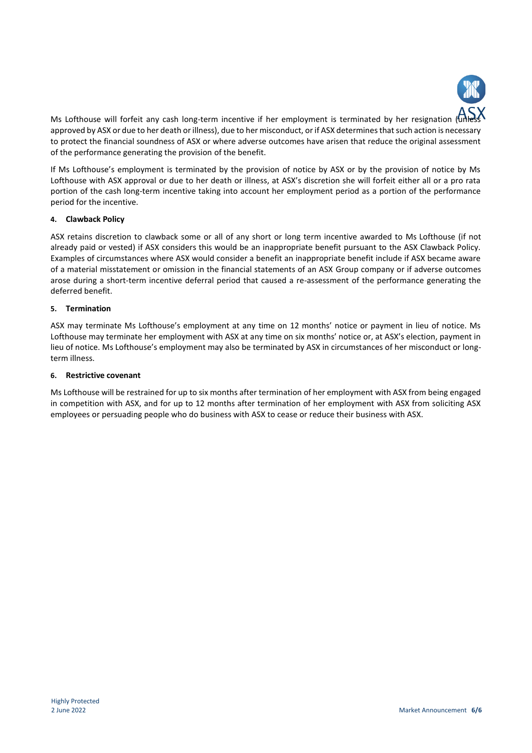Ms Lofthouse will forfeit any cash long-term incentive if her employment is terminated by her resignation (unless approved by ASX or due to her death or illness), due to her misconduct, or if ASX determines that such action is necessary to protect the financial soundness of ASX or where adverse outcomes have arisen that reduce the original assessment of the performance generating the provision of the benefit.

If Ms Lofthouse's employment is terminated by the provision of notice by ASX or by the provision of notice by Ms Lofthouse with ASX approval or due to her death or illness, at ASX's discretion she will forfeit either all or a pro rata portion of the cash long-term incentive taking into account her employment period as a portion of the performance period for the incentive.

### 4. Clawback Policy

ASX retains discretion to clawback some or all of any short or long term incentive awarded to Ms Lofthouse (if not already paid or vested) if ASX considers this would be an inappropriate benefit pursuant to the ASX Clawback Policy. Examples of circumstances where ASX would consider a benefit an inappropriate benefit include if ASX became aware of a material misstatement or omission in the financial statements of an ASX Group company or if adverse outcomes arose during a short-term incentive deferral period that caused a re-assessment of the performance generating the deferred benefit.

### 5. Termination

ASX may terminate Ms Lofthouse's employment at any time on 12 months' notice or payment in lieu of notice. Ms Lofthouse may terminate her employment with ASX at any time on six months' notice or, at ASX's election, payment in lieu of notice. Ms Lofthouse's employment may also be terminated by ASX in circumstances of her misconduct or long-term illness.

### 6. Restrictive covenant

Ms Lofthouse will be restrained for up to six months after termination of her employment with ASX from being engaged in competition with ASX, and for up to 12 months after termination of her employment with ASX from soliciting ASX employees or persuading people who do business with ASX to cease or reduce their business with ASX.